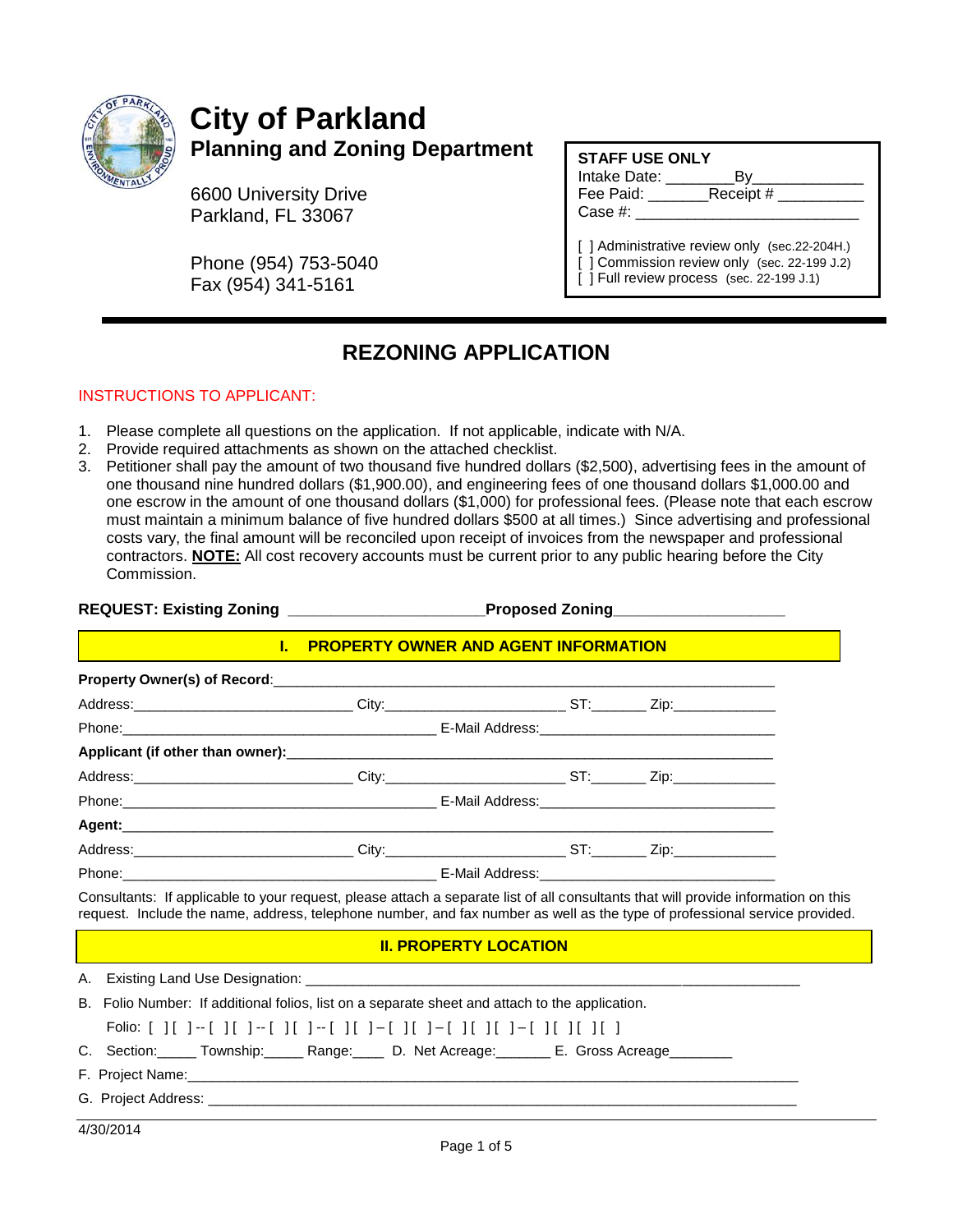# City of Parkland

## Planning and Zoning Department

6600 University Drive
Parkland, FL 33067

Phone (954) 753-5040
Fax (954) 341-5161

**STAFF USE ONLY**
Intake Date: ________By_____________
Fee Paid: _______Receipt # __________
Case #: __________________________

[ ] Administrative review only (sec.22-204H.)
[ ] Commission review only (sec. 22-199 J.2)
[ ] Full review process (sec. 22-199 J.1)

# REZONING APPLICATION

INSTRUCTIONS TO APPLICANT:

1. Please complete all questions on the application. If not applicable, indicate with N/A.
2. Provide required attachments as shown on the attached checklist.
3. Petitioner shall pay the amount of two thousand five hundred dollars ($2,500), advertising fees in the amount of one thousand nine hundred dollars ($1,900.00), and engineering fees of one thousand dollars $1,000.00 and one escrow in the amount of one thousand dollars ($1,000) for professional fees. (Please note that each escrow must maintain a minimum balance of five hundred dollars $500 at all times.) Since advertising and professional costs vary, the final amount will be reconciled upon receipt of invoices from the newspaper and professional contractors. **NOTE:** All cost recovery accounts must be current prior to any public hearing before the City Commission.

**REQUEST: Existing Zoning** ______________________**Proposed Zoning**___________________

## I. PROPERTY OWNER AND AGENT INFORMATION

**Property Owner(s) of Record**:_________________________________________________________

Address:____________________________ City:______________________ ST:_______ Zip:_____________

Phone:________________________________________ E-Mail Address:______________________________

**Applicant (if other than owner):**______________________________________________________

Address:____________________________ City:______________________ ST:_______ Zip:_____________

Phone:________________________________________ E-Mail Address:______________________________

**Agent:**______________________________________________________________________________

Address:____________________________ City:______________________ ST:_______ Zip:_____________

Phone:________________________________________ E-Mail Address:______________________________

Consultants: If applicable to your request, please attach a separate list of all consultants that will provide information on this request. Include the name, address, telephone number, and fax number as well as the type of professional service provided.

## II. PROPERTY LOCATION

A. Existing Land Use Designation: ______________________________________________________________

B. Folio Number: If additional folios, list on a separate sheet and attach to the application.

Folio: [ ][ ]--[ ][ ]--[ ][ ]--[ ][ ]–[ ][ ]–[ ][ ][ ]–[ ][ ][ ][ ]

C. Section:_____ Township:_____ Range:____ D. Net Acreage:_______ E. Gross Acreage________

F. Project Name:_________________________________________________________________________

G. Project Address: ______________________________________________________________________

4/30/2014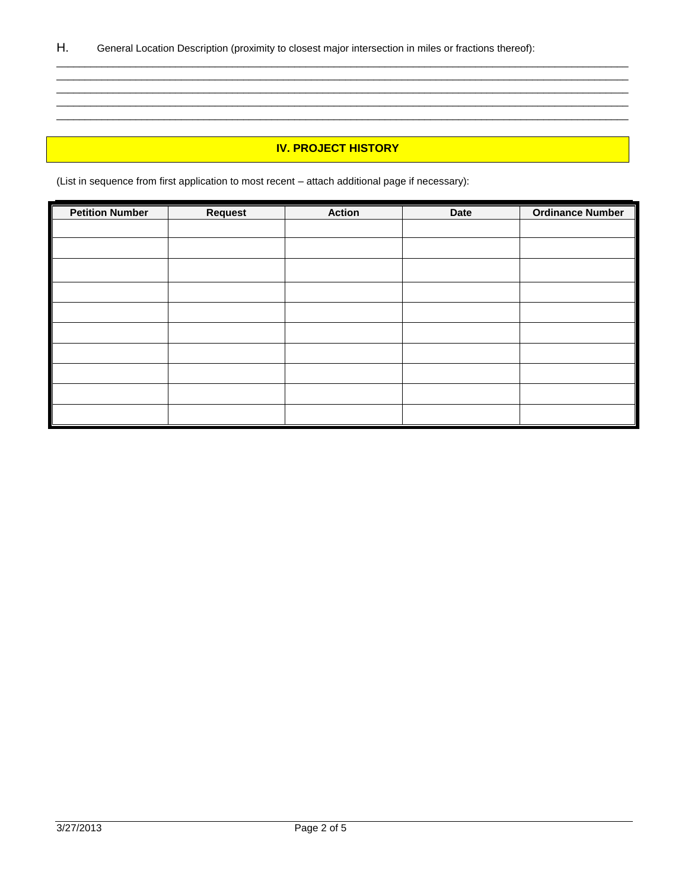H. General Location Description (proximity to closest major intersection in miles or fractions thereof):

\_\_\_\_\_\_\_\_\_\_\_\_\_\_\_\_\_\_\_\_\_\_\_\_\_\_\_\_\_\_\_\_\_\_\_\_\_\_\_\_\_\_\_\_\_\_\_\_\_\_\_\_\_\_\_\_\_\_\_\_\_\_\_\_\_\_\_\_\_\_\_\_\_\_\_\_\_\_\_\_\_\_
\_\_\_\_\_\_\_\_\_\_\_\_\_\_\_\_\_\_\_\_\_\_\_\_\_\_\_\_\_\_\_\_\_\_\_\_\_\_\_\_\_\_\_\_\_\_\_\_\_\_\_\_\_\_\_\_\_\_\_\_\_\_\_\_\_\_\_\_\_\_\_\_\_\_\_\_\_\_\_\_\_\_
\_\_\_\_\_\_\_\_\_\_\_\_\_\_\_\_\_\_\_\_\_\_\_\_\_\_\_\_\_\_\_\_\_\_\_\_\_\_\_\_\_\_\_\_\_\_\_\_\_\_\_\_\_\_\_\_\_\_\_\_\_\_\_\_\_\_\_\_\_\_\_\_\_\_\_\_\_\_\_\_\_\_
\_\_\_\_\_\_\_\_\_\_\_\_\_\_\_\_\_\_\_\_\_\_\_\_\_\_\_\_\_\_\_\_\_\_\_\_\_\_\_\_\_\_\_\_\_\_\_\_\_\_\_\_\_\_\_\_\_\_\_\_\_\_\_\_\_\_\_\_\_\_\_\_\_\_\_\_\_\_\_\_\_\_
\_\_\_\_\_\_\_\_\_\_\_\_\_\_\_\_\_\_\_\_\_\_\_\_\_\_\_\_\_\_\_\_\_\_\_\_\_\_\_\_\_\_\_\_\_\_\_\_\_\_\_\_\_\_\_\_\_\_\_\_\_\_\_\_\_\_\_\_\_\_\_\_\_\_\_\_\_\_\_\_\_\_

## IV. PROJECT HISTORY

(List in sequence from first application to most recent – attach additional page if necessary):

| Petition Number | Request | Action | Date | Ordinance Number |
|---|---|---|---|---|
| | | | | |
| | | | | |
| | | | | |
| | | | | |
| | | | | |
| | | | | |
| | | | | |
| | | | | |
| | | | | |
| | | | | |

3/27/2013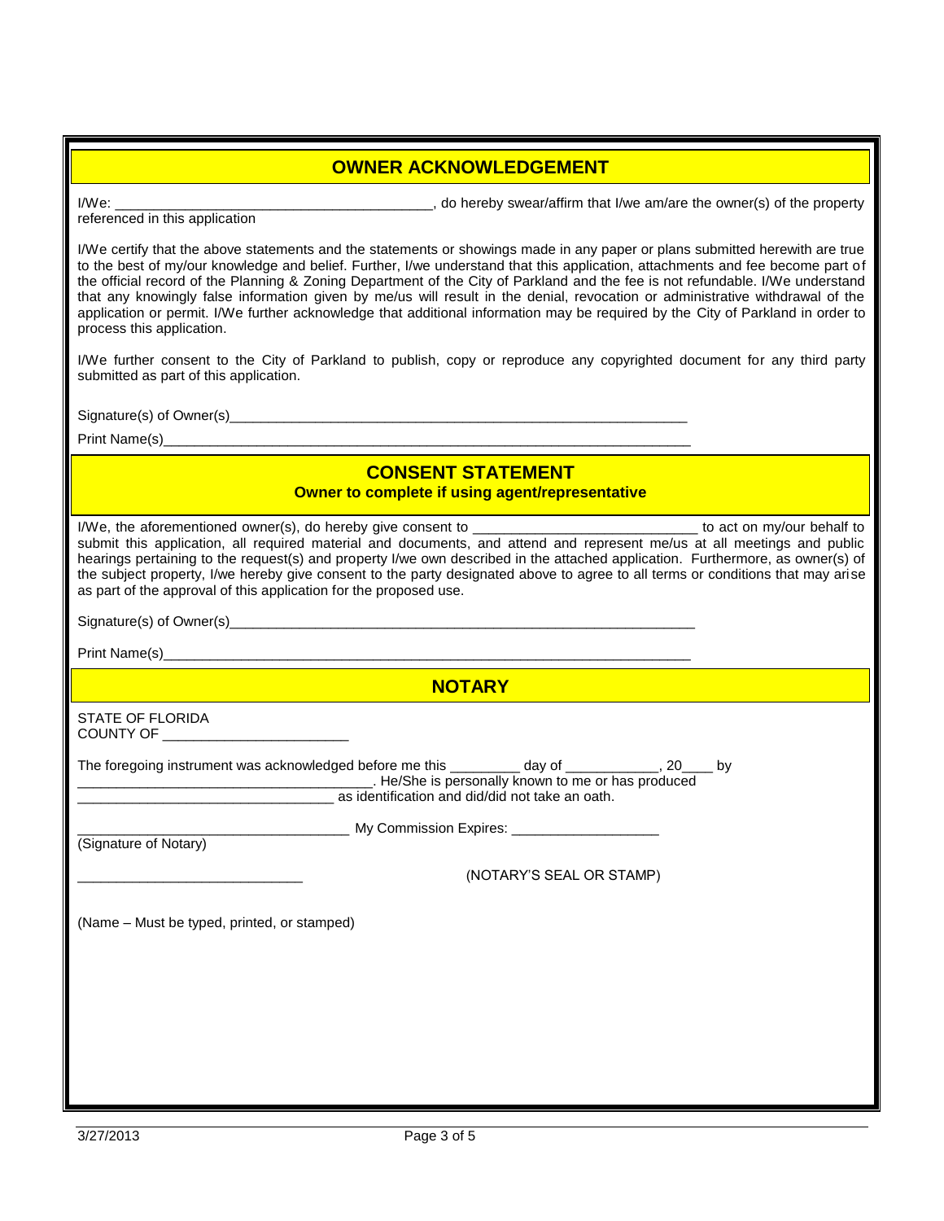## OWNER ACKNOWLEDGEMENT

I/We: ________________________________________, do hereby swear/affirm that I/we am/are the owner(s) of the property referenced in this application

I/We certify that the above statements and the statements or showings made in any paper or plans submitted herewith are true to the best of my/our knowledge and belief. Further, I/we understand that this application, attachments and fee become part of the official record of the Planning & Zoning Department of the City of Parkland and the fee is not refundable. I/We understand that any knowingly false information given by me/us will result in the denial, revocation or administrative withdrawal of the application or permit. I/We further acknowledge that additional information may be required by the City of Parkland in order to process this application.

I/We further consent to the City of Parkland to publish, copy or reproduce any copyrighted document for any third party submitted as part of this application.

Signature(s) of Owner(s)_______________________________________________________________

Print Name(s)__________________________________________________________________________

## CONSENT STATEMENT

**Owner to complete if using agent/representative**

I/We, the aforementioned owner(s), do hereby give consent to ____________________________ to act on my/our behalf to submit this application, all required material and documents, and attend and represent me/us at all meetings and public hearings pertaining to the request(s) and property I/we own described in the attached application. Furthermore, as owner(s) of the subject property, I/we hereby give consent to the party designated above to agree to all terms or conditions that may arise as part of the approval of this application for the proposed use.

Signature(s) of Owner(s)_______________________________________________________________

Print Name(s)__________________________________________________________________________

## NOTARY

STATE OF FLORIDA
COUNTY OF ________________________

The foregoing instrument was acknowledged before me this _________ day of ____________, 20____ by ______________________________________. He/She is personally known to me or has produced __________________________________ as identification and did/did not take an oath.

___________________________________ My Commission Expires: ___________________
(Signature of Notary)

_____________________________ (NOTARY'S SEAL OR STAMP)

(Name – Must be typed, printed, or stamped)

3/27/2013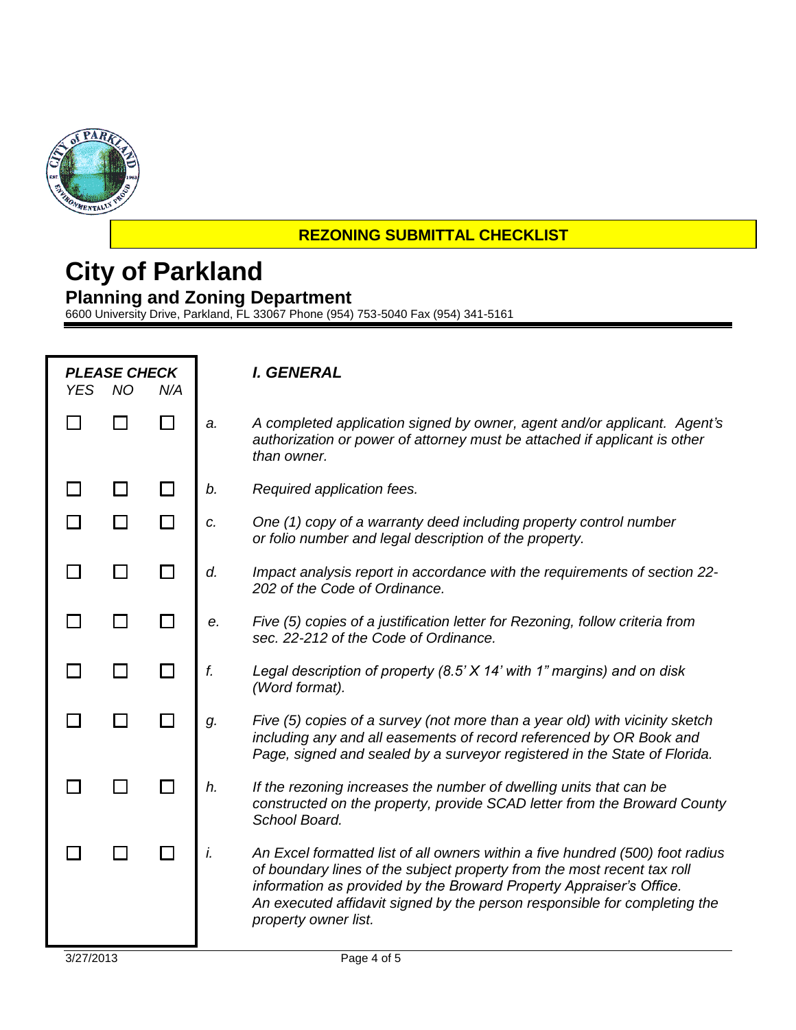**REZONING SUBMITTAL CHECKLIST**

# City of Parkland

## Planning and Zoning Department

6600 University Drive, Parkland, FL 33067 Phone (954) 753-5040 Fax (954) 341-5161

| *PLEASE CHECK* YES | NO | N/A | | *I. GENERAL* |
|---|---|---|---|---|
| ☐ | ☐ | ☐ | *a.* | *A completed application signed by owner, agent and/or applicant. Agent's authorization or power of attorney must be attached if applicant is other than owner.* |
| ☐ | ☐ | ☐ | *b.* | *Required application fees.* |
| ☐ | ☐ | ☐ | *c.* | *One (1) copy of a warranty deed including property control number or folio number and legal description of the property.* |
| ☐ | ☐ | ☐ | *d.* | *Impact analysis report in accordance with the requirements of section 22-202 of the Code of Ordinance.* |
| ☐ | ☐ | ☐ | *e.* | *Five (5) copies of a justification letter for Rezoning, follow criteria from sec. 22-212 of the Code of Ordinance.* |
| ☐ | ☐ | ☐ | *f.* | *Legal description of property (8.5' X 14' with 1" margins) and on disk (Word format).* |
| ☐ | ☐ | ☐ | *g.* | *Five (5) copies of a survey (not more than a year old) with vicinity sketch including any and all easements of record referenced by OR Book and Page, signed and sealed by a surveyor registered in the State of Florida.* |
| ☐ | ☐ | ☐ | *h.* | *If the rezoning increases the number of dwelling units that can be constructed on the property, provide SCAD letter from the Broward County School Board.* |
| ☐ | ☐ | ☐ | *i.* | *An Excel formatted list of all owners within a five hundred (500) foot radius of boundary lines of the subject property from the most recent tax roll information as provided by the Broward Property Appraiser's Office. An executed affidavit signed by the person responsible for completing the property owner list.* |

3/27/2013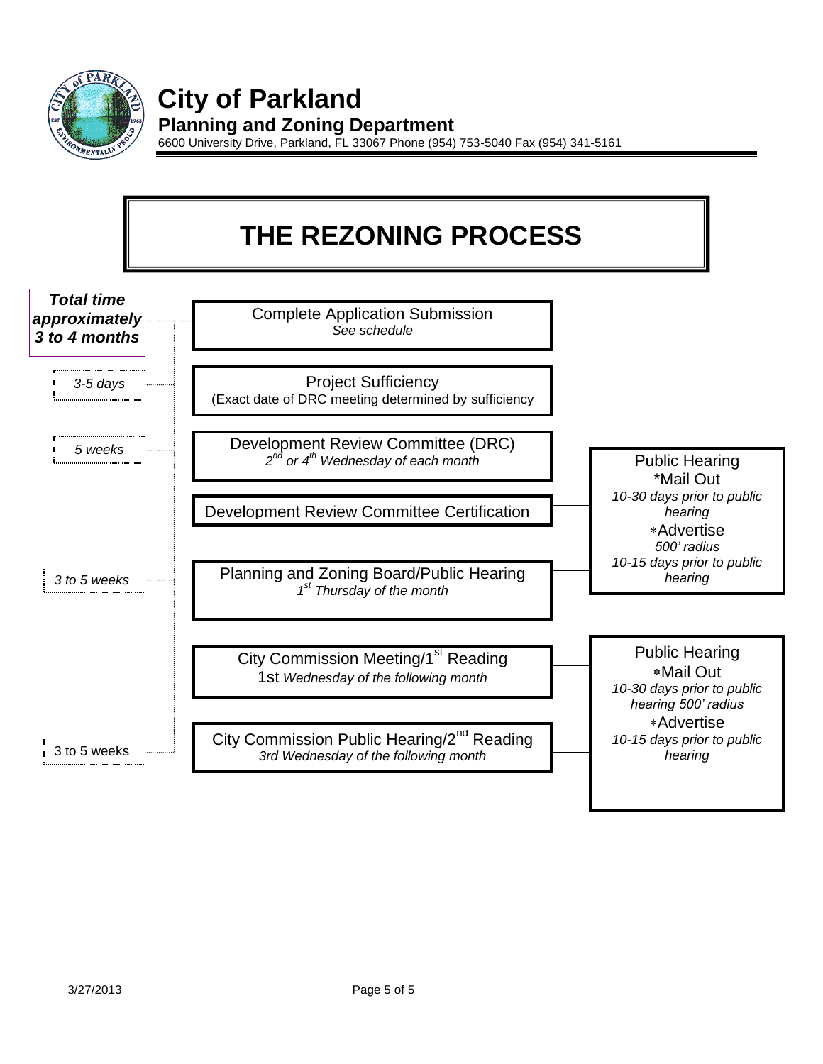# City of Parkland

## Planning and Zoning Department

6600 University Drive, Parkland, FL 33067 Phone (954) 753-5040 Fax (954) 341-5161

# THE REZONING PROCESS

***Total time approximately 3 to 4 months***

Complete Application Submission
*See schedule*

*3-5 days*

Project Sufficiency
(Exact date of DRC meeting determined by sufficiency

*5 weeks*

Development Review Committee (DRC)
*2nd or 4th Wednesday of each month*

Development Review Committee Certification

Public Hearing
*Mail Out
*10-30 days prior to public hearing*
∗Advertise
*500' radius*
*10-15 days prior to public hearing*

*3 to 5 weeks*

Planning and Zoning Board/Public Hearing
*1st Thursday of the month*

City Commission Meeting/1st Reading
1st *Wednesday of the following month*

3 to 5 weeks

City Commission Public Hearing/2nd Reading
*3rd Wednesday of the following month*

Public Hearing
∗Mail Out
*10-30 days prior to public hearing 500' radius*
∗Advertise
*10-15 days prior to public hearing*